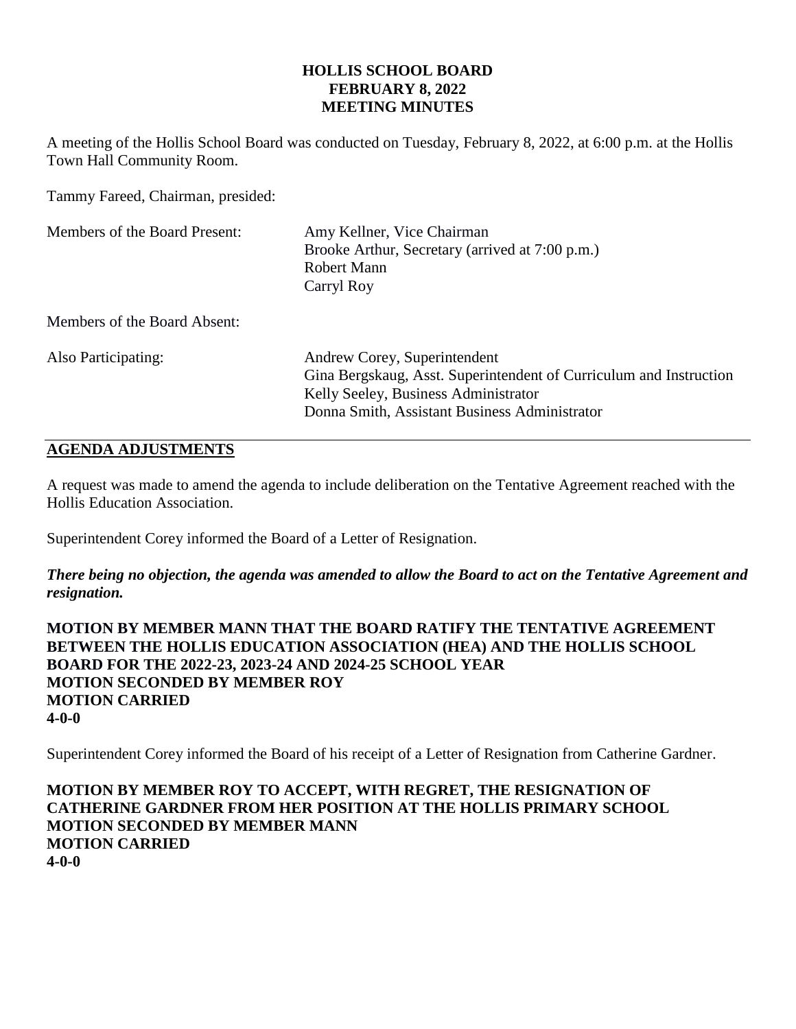# HOLLIS SCHOOL BOARD
# FEBRUARY 8, 2022
# MEETING MINUTES

A meeting of the Hollis School Board was conducted on Tuesday, February 8, 2022, at 6:00 p.m. at the Hollis Town Hall Community Room.

Tammy Fareed, Chairman, presided:

| | |
|---|---|
| Members of the Board Present: | Amy Kellner, Vice Chairman<br>Brooke Arthur, Secretary (arrived at 7:00 p.m.)<br>Robert Mann<br>Carryl Roy |
| Members of the Board Absent: | |
| Also Participating: | Andrew Corey, Superintendent<br>Gina Bergskaug, Asst. Superintendent of Curriculum and Instruction<br>Kelly Seeley, Business Administrator<br>Donna Smith, Assistant Business Administrator |

## AGENDA ADJUSTMENTS

A request was made to amend the agenda to include deliberation on the Tentative Agreement reached with the Hollis Education Association.

Superintendent Corey informed the Board of a Letter of Resignation.

***There being no objection, the agenda was amended to allow the Board to act on the Tentative Agreement and resignation.***

**MOTION BY MEMBER MANN THAT THE BOARD RATIFY THE TENTATIVE AGREEMENT BETWEEN THE HOLLIS EDUCATION ASSOCIATION (HEA) AND THE HOLLIS SCHOOL BOARD FOR THE 2022-23, 2023-24 AND 2024-25 SCHOOL YEAR**
**MOTION SECONDED BY MEMBER ROY**
**MOTION CARRIED**
**4-0-0**

Superintendent Corey informed the Board of his receipt of a Letter of Resignation from Catherine Gardner.

**MOTION BY MEMBER ROY TO ACCEPT, WITH REGRET, THE RESIGNATION OF CATHERINE GARDNER FROM HER POSITION AT THE HOLLIS PRIMARY SCHOOL**
**MOTION SECONDED BY MEMBER MANN**
**MOTION CARRIED**
**4-0-0**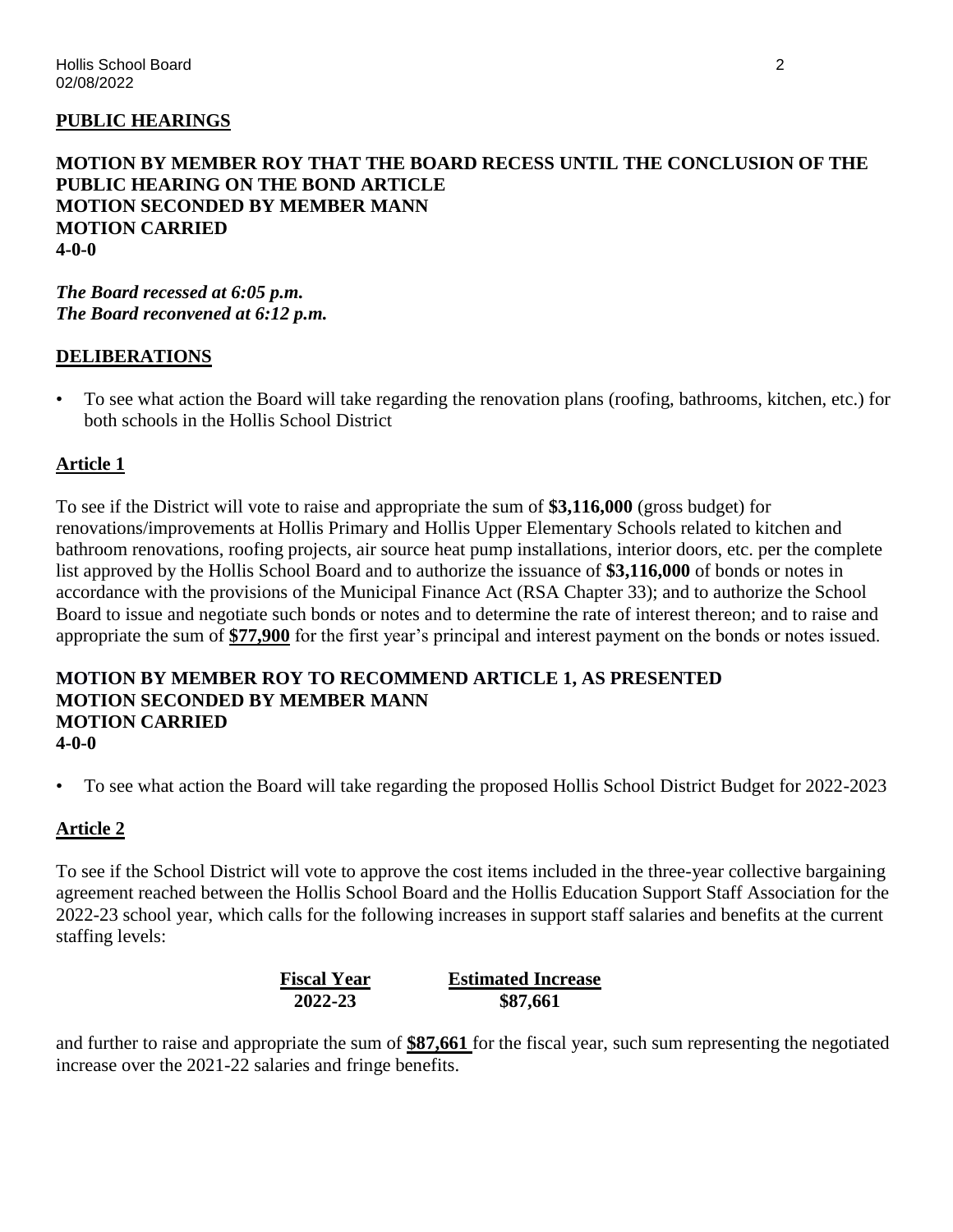**PUBLIC HEARINGS**

**MOTION BY MEMBER ROY THAT THE BOARD RECESS UNTIL THE CONCLUSION OF THE PUBLIC HEARING ON THE BOND ARTICLE**
**MOTION SECONDED BY MEMBER MANN**
**MOTION CARRIED**
**4-0-0**

***The Board recessed at 6:05 p.m.***
***The Board reconvened at 6:12 p.m.***

**DELIBERATIONS**

- To see what action the Board will take regarding the renovation plans (roofing, bathrooms, kitchen, etc.) for both schools in the Hollis School District

**Article 1**

To see if the District will vote to raise and appropriate the sum of **$3,116,000** (gross budget) for renovations/improvements at Hollis Primary and Hollis Upper Elementary Schools related to kitchen and bathroom renovations, roofing projects, air source heat pump installations, interior doors, etc. per the complete list approved by the Hollis School Board and to authorize the issuance of **$3,116,000** of bonds or notes in accordance with the provisions of the Municipal Finance Act (RSA Chapter 33); and to authorize the School Board to issue and negotiate such bonds or notes and to determine the rate of interest thereon; and to raise and appropriate the sum of **$77,900** for the first year's principal and interest payment on the bonds or notes issued.

**MOTION BY MEMBER ROY TO RECOMMEND ARTICLE 1, AS PRESENTED**
**MOTION SECONDED BY MEMBER MANN**
**MOTION CARRIED**
**4-0-0**

- To see what action the Board will take regarding the proposed Hollis School District Budget for 2022-2023

**Article 2**

To see if the School District will vote to approve the cost items included in the three-year collective bargaining agreement reached between the Hollis School Board and the Hollis Education Support Staff Association for the 2022-23 school year, which calls for the following increases in support staff salaries and benefits at the current staffing levels:

| Fiscal Year | Estimated Increase |
|---|---|
| 2022-23 | $87,661 |

and further to raise and appropriate the sum of **$87,661** for the fiscal year, such sum representing the negotiated increase over the 2021-22 salaries and fringe benefits.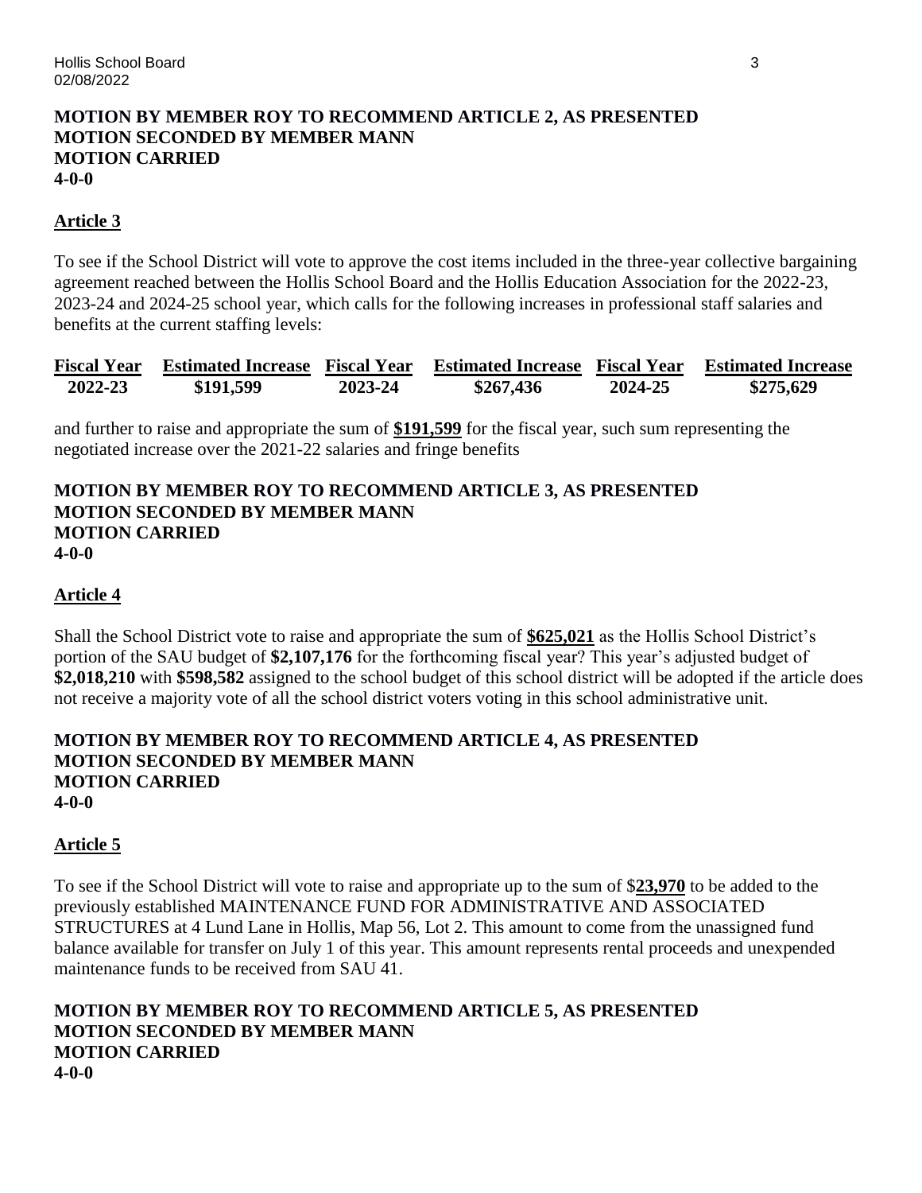**MOTION BY MEMBER ROY TO RECOMMEND ARTICLE 2, AS PRESENTED**
**MOTION SECONDED BY MEMBER MANN**
**MOTION CARRIED**
**4-0-0**

## Article 3

To see if the School District will vote to approve the cost items included in the three-year collective bargaining agreement reached between the Hollis School Board and the Hollis Education Association for the 2022-23, 2023-24 and 2024-25 school year, which calls for the following increases in professional staff salaries and benefits at the current staffing levels:

| Fiscal Year | Estimated Increase | Fiscal Year | Estimated Increase | Fiscal Year | Estimated Increase |
|---|---|---|---|---|---|
| **2022-23** | **$191,599** | **2023-24** | **$267,436** | **2024-25** | **$275,629** |

and further to raise and appropriate the sum of **$191,599** for the fiscal year, such sum representing the negotiated increase over the 2021-22 salaries and fringe benefits

**MOTION BY MEMBER ROY TO RECOMMEND ARTICLE 3, AS PRESENTED**
**MOTION SECONDED BY MEMBER MANN**
**MOTION CARRIED**
**4-0-0**

## Article 4

Shall the School District vote to raise and appropriate the sum of **$625,021** as the Hollis School District's portion of the SAU budget of **$2,107,176** for the forthcoming fiscal year? This year's adjusted budget of **$2,018,210** with **$598,582** assigned to the school budget of this school district will be adopted if the article does not receive a majority vote of all the school district voters voting in this school administrative unit.

**MOTION BY MEMBER ROY TO RECOMMEND ARTICLE 4, AS PRESENTED**
**MOTION SECONDED BY MEMBER MANN**
**MOTION CARRIED**
**4-0-0**

## Article 5

To see if the School District will vote to raise and appropriate up to the sum of $**23,970** to be added to the previously established MAINTENANCE FUND FOR ADMINISTRATIVE AND ASSOCIATED STRUCTURES at 4 Lund Lane in Hollis, Map 56, Lot 2. This amount to come from the unassigned fund balance available for transfer on July 1 of this year. This amount represents rental proceeds and unexpended maintenance funds to be received from SAU 41.

**MOTION BY MEMBER ROY TO RECOMMEND ARTICLE 5, AS PRESENTED**
**MOTION SECONDED BY MEMBER MANN**
**MOTION CARRIED**
**4-0-0**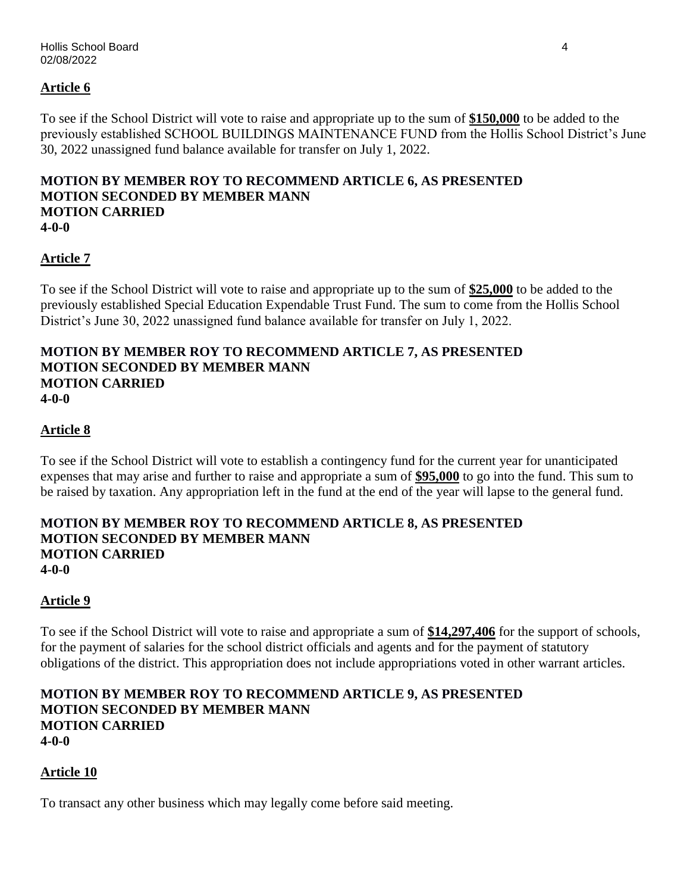**Article 6**

To see if the School District will vote to raise and appropriate up to the sum of **$150,000** to be added to the previously established SCHOOL BUILDINGS MAINTENANCE FUND from the Hollis School District's June 30, 2022 unassigned fund balance available for transfer on July 1, 2022.

**MOTION BY MEMBER ROY TO RECOMMEND ARTICLE 6, AS PRESENTED**
**MOTION SECONDED BY MEMBER MANN**
**MOTION CARRIED**
**4-0-0**

**Article 7**

To see if the School District will vote to raise and appropriate up to the sum of **$25,000** to be added to the previously established Special Education Expendable Trust Fund. The sum to come from the Hollis School District's June 30, 2022 unassigned fund balance available for transfer on July 1, 2022.

**MOTION BY MEMBER ROY TO RECOMMEND ARTICLE 7, AS PRESENTED**
**MOTION SECONDED BY MEMBER MANN**
**MOTION CARRIED**
**4-0-0**

**Article 8**

To see if the School District will vote to establish a contingency fund for the current year for unanticipated expenses that may arise and further to raise and appropriate a sum of **$95,000** to go into the fund. This sum to be raised by taxation. Any appropriation left in the fund at the end of the year will lapse to the general fund.

**MOTION BY MEMBER ROY TO RECOMMEND ARTICLE 8, AS PRESENTED**
**MOTION SECONDED BY MEMBER MANN**
**MOTION CARRIED**
**4-0-0**

**Article 9**

To see if the School District will vote to raise and appropriate a sum of **$14,297,406** for the support of schools, for the payment of salaries for the school district officials and agents and for the payment of statutory obligations of the district. This appropriation does not include appropriations voted in other warrant articles.

**MOTION BY MEMBER ROY TO RECOMMEND ARTICLE 9, AS PRESENTED**
**MOTION SECONDED BY MEMBER MANN**
**MOTION CARRIED**
**4-0-0**

**Article 10**

To transact any other business which may legally come before said meeting.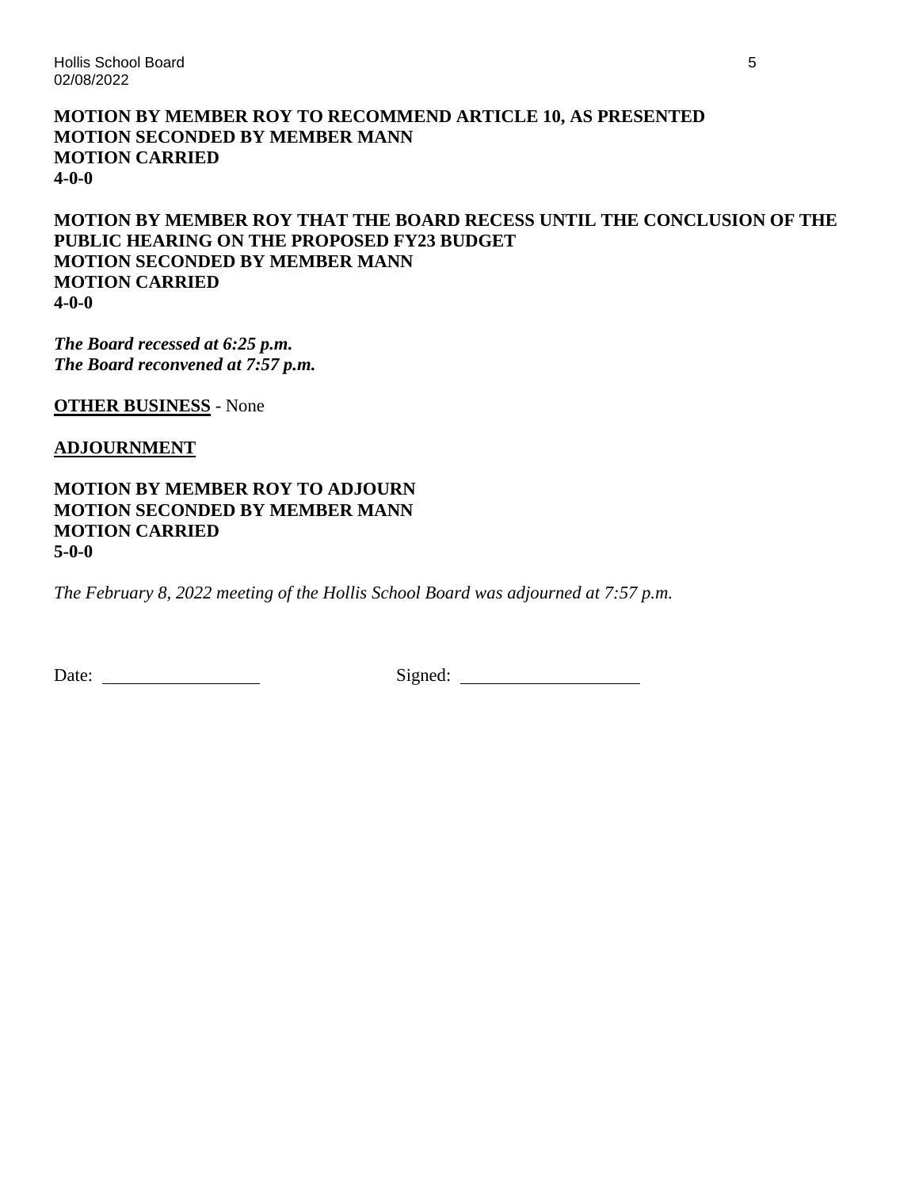**MOTION BY MEMBER ROY TO RECOMMEND ARTICLE 10, AS PRESENTED**
**MOTION SECONDED BY MEMBER MANN**
**MOTION CARRIED**
**4-0-0**

**MOTION BY MEMBER ROY THAT THE BOARD RECESS UNTIL THE CONCLUSION OF THE PUBLIC HEARING ON THE PROPOSED FY23 BUDGET**
**MOTION SECONDED BY MEMBER MANN**
**MOTION CARRIED**
**4-0-0**

***The Board recessed at 6:25 p.m.***
***The Board reconvened at 7:57 p.m.***

**OTHER BUSINESS** - None

**ADJOURNMENT**

**MOTION BY MEMBER ROY TO ADJOURN**
**MOTION SECONDED BY MEMBER MANN**
**MOTION CARRIED**
**5-0-0**

*The February 8, 2022 meeting of the Hollis School Board was adjourned at 7:57 p.m.*

Date: ________________ Signed: ____________________